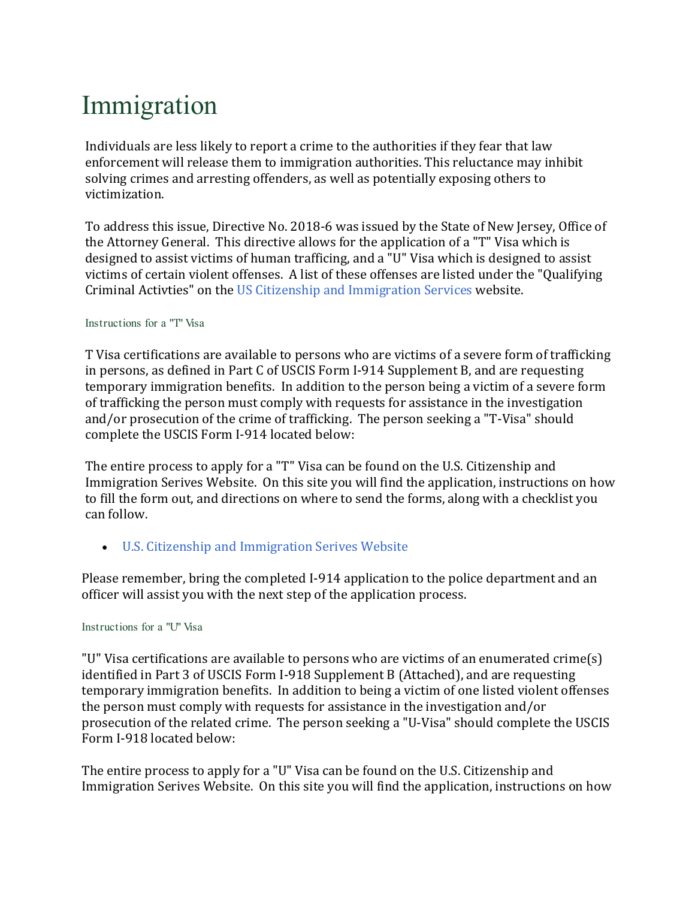# Immigration

Individuals are less likely to report a crime to the authorities if they fear that law enforcement will release them to immigration authorities. This reluctance may inhibit solving crimes and arresting offenders, as well as potentially exposing others to victimization.

To address this issue, Directive No. 2018-6 was issued by the State of New Jersey, Office of the Attorney General. This directive allows for the application of a "T" Visa which is designed to assist victims of human trafficing, and a "U" Visa which is designed to assist victims of certain violent offenses. A list of these offenses are listed under the "Qualifying Criminal Activties" on the US Citizenship and Immigration Services website.

### Instructions for a "T" Visa

T Visa certifications are available to persons who are victims of a severe form of trafficking in persons, as defined in Part C of USCIS Form I-914 Supplement B, and are requesting temporary immigration benefits. In addition to the person being a victim of a severe form of trafficking the person must comply with requests for assistance in the investigation and/or prosecution of the crime of trafficking. The person seeking a "T-Visa" should complete the USCIS Form I-914 located below:

The entire process to apply for a "T" Visa can be found on the U.S. Citizenship and Immigration Serives Website. On this site you will find the application, instructions on how to fill the form out, and directions on where to send the forms, along with a checklist you can follow.

- U.S. Citizenship and Immigration Serives Website

Please remember, bring the completed I-914 application to the police department and an officer will assist you with the next step of the application process.

### Instructions for a "U" Visa

"U" Visa certifications are available to persons who are victims of an enumerated crime(s) identified in Part 3 of USCIS Form I-918 Supplement B (Attached), and are requesting temporary immigration benefits. In addition to being a victim of one listed violent offenses the person must comply with requests for assistance in the investigation and/or prosecution of the related crime. The person seeking a "U-Visa" should complete the USCIS Form I-918 located below:

The entire process to apply for a "U" Visa can be found on the U.S. Citizenship and Immigration Serives Website. On this site you will find the application, instructions on how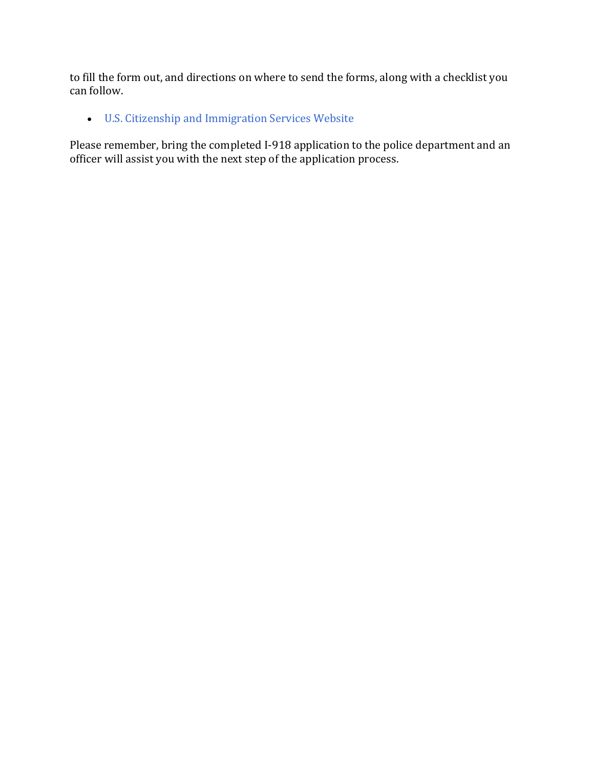to fill the form out, and directions on where to send the forms, along with a checklist you can follow.

- U.S. Citizenship and Immigration Services Website

Please remember, bring the completed I-918 application to the police department and an officer will assist you with the next step of the application process.